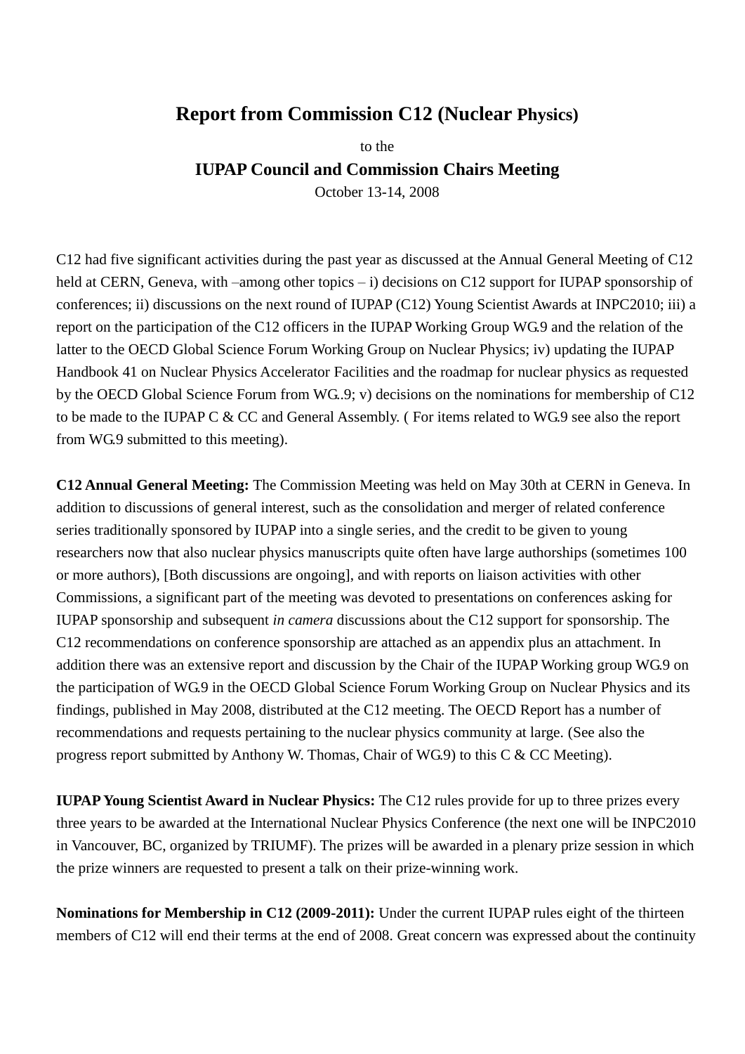# Report from Commission C12 (Nuclear Physics)

to the

## IUPAP Council and Commission Chairs Meeting

October 13-14, 2008

C12 had five significant activities during the past year as discussed at the Annual General Meeting of C12 held at CERN, Geneva, with –among other topics – i) decisions on C12 support for IUPAP sponsorship of conferences; ii) discussions on the next round of IUPAP (C12) Young Scientist Awards at INPC2010; iii) a report on the participation of the C12 officers in the IUPAP Working Group WG.9 and the relation of the latter to the OECD Global Science Forum Working Group on Nuclear Physics; iv) updating the IUPAP Handbook 41 on Nuclear Physics Accelerator Facilities and the roadmap for nuclear physics as requested by the OECD Global Science Forum from WG..9; v) decisions on the nominations for membership of C12 to be made to the IUPAP C & CC and General Assembly. ( For items related to WG.9 see also the report from WG.9 submitted to this meeting).

**C12 Annual General Meeting:** The Commission Meeting was held on May 30th at CERN in Geneva. In addition to discussions of general interest, such as the consolidation and merger of related conference series traditionally sponsored by IUPAP into a single series, and the credit to be given to young researchers now that also nuclear physics manuscripts quite often have large authorships (sometimes 100 or more authors), [Both discussions are ongoing], and with reports on liaison activities with other Commissions, a significant part of the meeting was devoted to presentations on conferences asking for IUPAP sponsorship and subsequent *in camera* discussions about the C12 support for sponsorship. The C12 recommendations on conference sponsorship are attached as an appendix plus an attachment. In addition there was an extensive report and discussion by the Chair of the IUPAP Working group WG.9 on the participation of WG.9 in the OECD Global Science Forum Working Group on Nuclear Physics and its findings, published in May 2008, distributed at the C12 meeting. The OECD Report has a number of recommendations and requests pertaining to the nuclear physics community at large. (See also the progress report submitted by Anthony W. Thomas, Chair of WG.9) to this C & CC Meeting).

**IUPAP Young Scientist Award in Nuclear Physics:** The C12 rules provide for up to three prizes every three years to be awarded at the International Nuclear Physics Conference (the next one will be INPC2010 in Vancouver, BC, organized by TRIUMF). The prizes will be awarded in a plenary prize session in which the prize winners are requested to present a talk on their prize-winning work.

**Nominations for Membership in C12 (2009-2011):** Under the current IUPAP rules eight of the thirteen members of C12 will end their terms at the end of 2008. Great concern was expressed about the continuity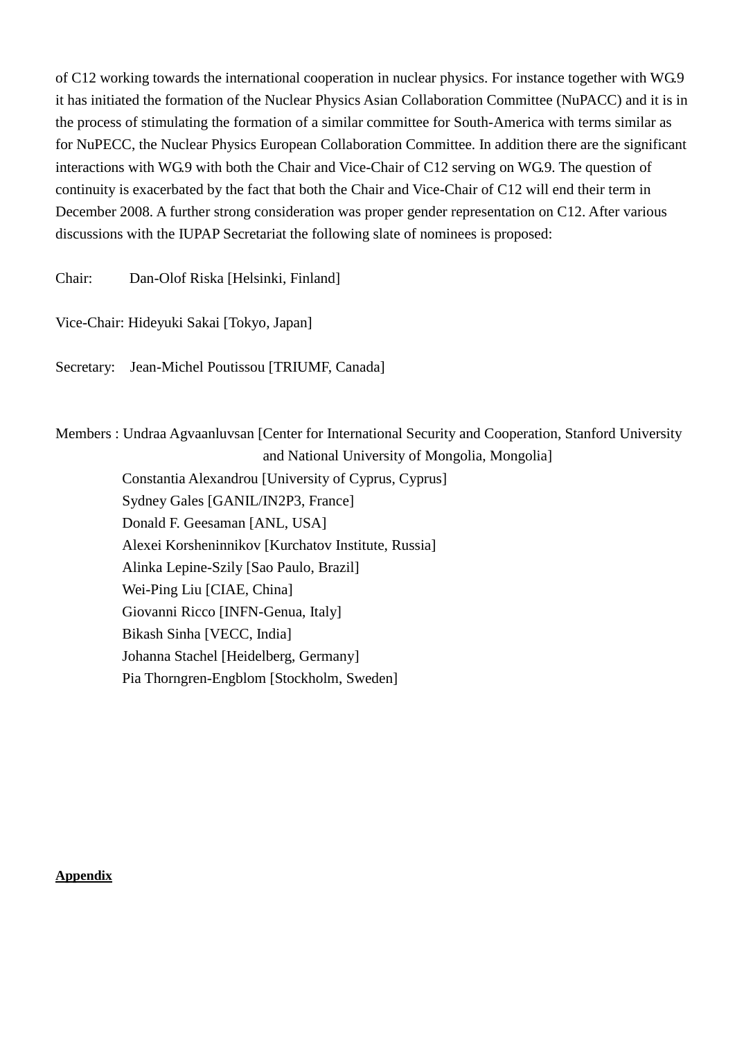of C12 working towards the international cooperation in nuclear physics. For instance together with WG.9 it has initiated the formation of the Nuclear Physics Asian Collaboration Committee (NuPACC) and it is in the process of stimulating the formation of a similar committee for South-America with terms similar as for NuPECC, the Nuclear Physics European Collaboration Committee. In addition there are the significant interactions with WG.9 with both the Chair and Vice-Chair of C12 serving on WG.9. The question of continuity is exacerbated by the fact that both the Chair and Vice-Chair of C12 will end their term in December 2008. A further strong consideration was proper gender representation on C12. After various discussions with the IUPAP Secretariat the following slate of nominees is proposed:

Chair: Dan-Olof Riska [Helsinki, Finland]

Vice-Chair: Hideyuki Sakai [Tokyo, Japan]

Secretary: Jean-Michel Poutissou [TRIUMF, Canada]

Members : Undraa Agvaanluvsan [Center for International Security and Cooperation, Stanford University and National University of Mongolia, Mongolia]
Constantia Alexandrou [University of Cyprus, Cyprus]
Sydney Gales [GANIL/IN2P3, France]
Donald F. Geesaman [ANL, USA]
Alexei Korsheninnikov [Kurchatov Institute, Russia]
Alinka Lepine-Szily [Sao Paulo, Brazil]
Wei-Ping Liu [CIAE, China]
Giovanni Ricco [INFN-Genua, Italy]
Bikash Sinha [VECC, India]
Johanna Stachel [Heidelberg, Germany]
Pia Thorngren-Engblom [Stockholm, Sweden]

**Appendix**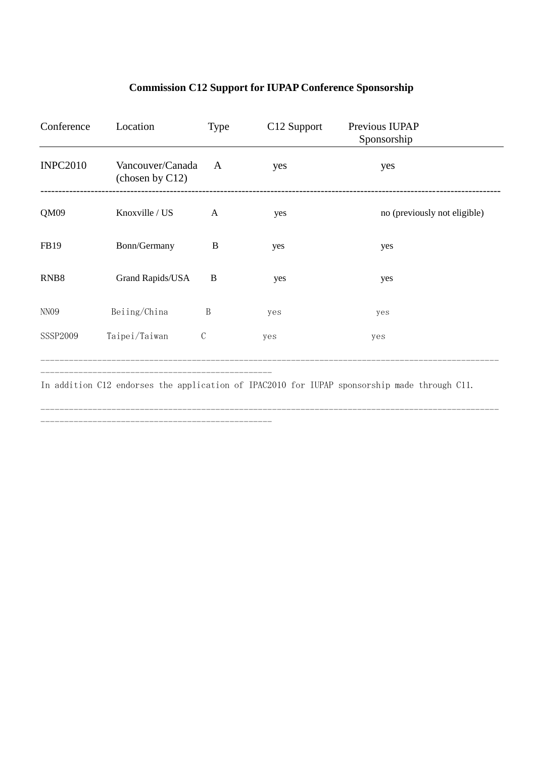**Commission C12 Support for IUPAP Conference Sponsorship**

| Conference | Location | Type | C12 Support | Previous IUPAP Sponsorship |
|---|---|---|---|---|
| INPC2010 | Vancouver/Canada (chosen by C12) | A | yes | yes |
| QM09 | Knoxville / US | A | yes | no (previously not eligible) |
| FB19 | Bonn/Germany | B | yes | yes |
| RNB8 | Grand Rapids/USA | B | yes | yes |
| NN09 | Beiing/China | B | yes | yes |
| SSSP2009 | Taipei/Taiwan | C | yes | yes |

---

In addition C12 endorses the application of IPAC2010 for IUPAP sponsorship made through C11.

---